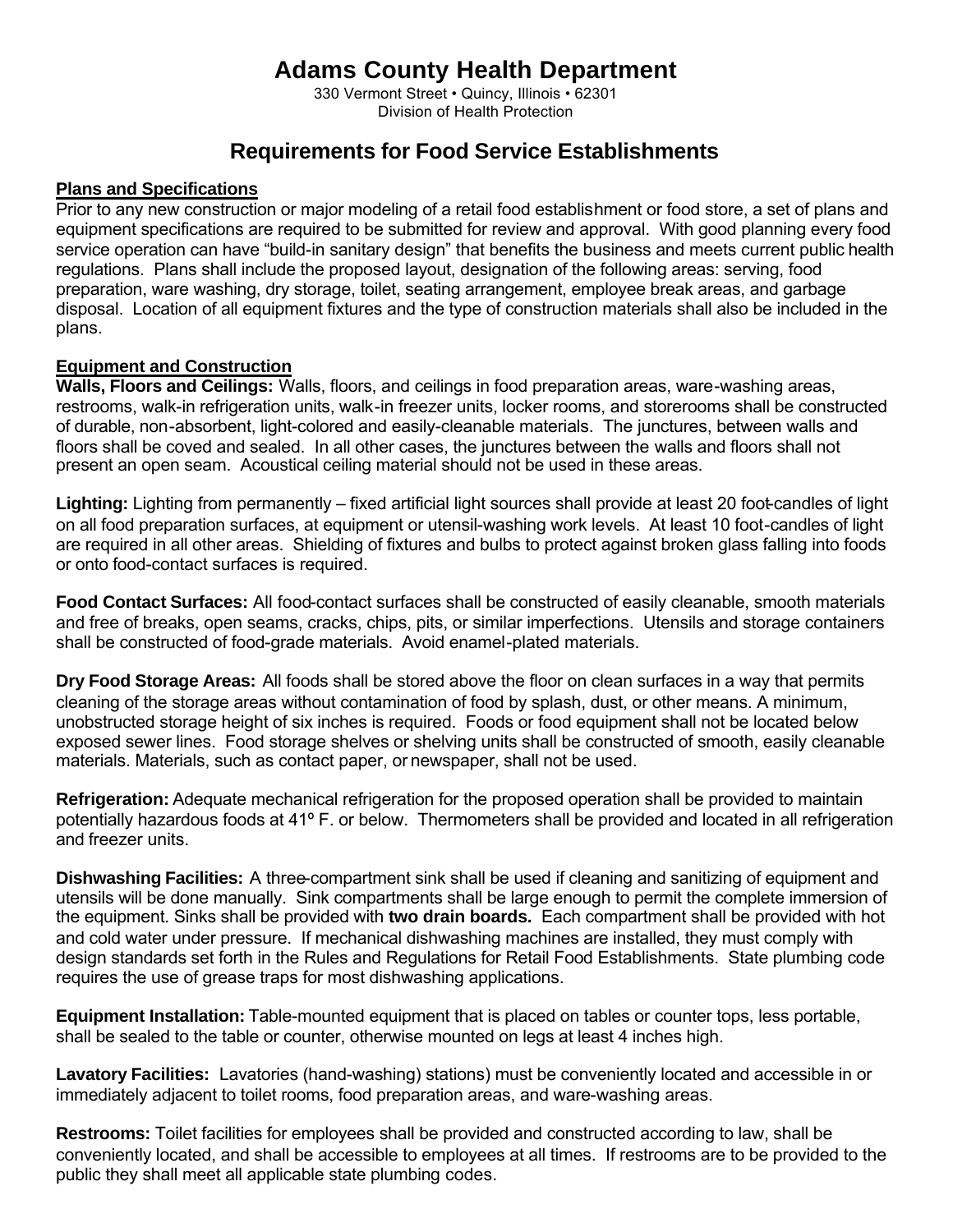# Adams County Health Department

330 Vermont Street • Quincy, Illinois • 62301
Division of Health Protection

## Requirements for Food Service Establishments

### Plans and Specifications

Prior to any new construction or major modeling of a retail food establishment or food store, a set of plans and equipment specifications are required to be submitted for review and approval. With good planning every food service operation can have "build-in sanitary design" that benefits the business and meets current public health regulations. Plans shall include the proposed layout, designation of the following areas: serving, food preparation, ware washing, dry storage, toilet, seating arrangement, employee break areas, and garbage disposal. Location of all equipment fixtures and the type of construction materials shall also be included in the plans.

### Equipment and Construction

**Walls, Floors and Ceilings:** Walls, floors, and ceilings in food preparation areas, ware-washing areas, restrooms, walk-in refrigeration units, walk-in freezer units, locker rooms, and storerooms shall be constructed of durable, non-absorbent, light-colored and easily-cleanable materials. The junctures, between walls and floors shall be coved and sealed. In all other cases, the junctures between the walls and floors shall not present an open seam. Acoustical ceiling material should not be used in these areas.

**Lighting:** Lighting from permanently – fixed artificial light sources shall provide at least 20 foot-candles of light on all food preparation surfaces, at equipment or utensil-washing work levels. At least 10 foot-candles of light are required in all other areas. Shielding of fixtures and bulbs to protect against broken glass falling into foods or onto food-contact surfaces is required.

**Food Contact Surfaces:** All food-contact surfaces shall be constructed of easily cleanable, smooth materials and free of breaks, open seams, cracks, chips, pits, or similar imperfections. Utensils and storage containers shall be constructed of food-grade materials. Avoid enamel-plated materials.

**Dry Food Storage Areas:** All foods shall be stored above the floor on clean surfaces in a way that permits cleaning of the storage areas without contamination of food by splash, dust, or other means. A minimum, unobstructed storage height of six inches is required. Foods or food equipment shall not be located below exposed sewer lines. Food storage shelves or shelving units shall be constructed of smooth, easily cleanable materials. Materials, such as contact paper, or newspaper, shall not be used.

**Refrigeration:** Adequate mechanical refrigeration for the proposed operation shall be provided to maintain potentially hazardous foods at 41º F. or below. Thermometers shall be provided and located in all refrigeration and freezer units.

**Dishwashing Facilities:** A three-compartment sink shall be used if cleaning and sanitizing of equipment and utensils will be done manually. Sink compartments shall be large enough to permit the complete immersion of the equipment. Sinks shall be provided with **two drain boards.** Each compartment shall be provided with hot and cold water under pressure. If mechanical dishwashing machines are installed, they must comply with design standards set forth in the Rules and Regulations for Retail Food Establishments. State plumbing code requires the use of grease traps for most dishwashing applications.

**Equipment Installation:** Table-mounted equipment that is placed on tables or counter tops, less portable, shall be sealed to the table or counter, otherwise mounted on legs at least 4 inches high.

**Lavatory Facilities:** Lavatories (hand-washing) stations) must be conveniently located and accessible in or immediately adjacent to toilet rooms, food preparation areas, and ware-washing areas.

**Restrooms:** Toilet facilities for employees shall be provided and constructed according to law, shall be conveniently located, and shall be accessible to employees at all times. If restrooms are to be provided to the public they shall meet all applicable state plumbing codes.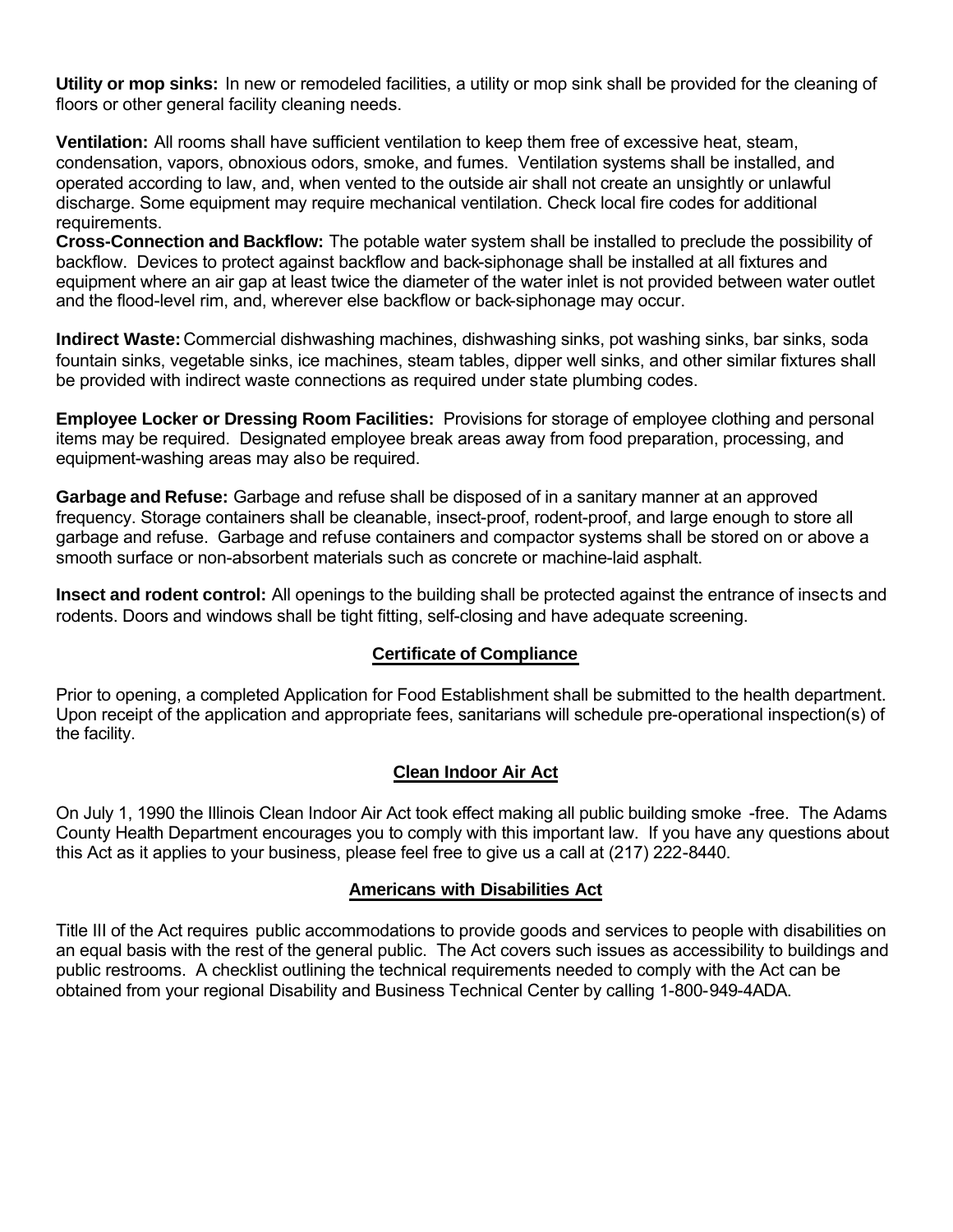**Utility or mop sinks:** In new or remodeled facilities, a utility or mop sink shall be provided for the cleaning of floors or other general facility cleaning needs.

**Ventilation:** All rooms shall have sufficient ventilation to keep them free of excessive heat, steam, condensation, vapors, obnoxious odors, smoke, and fumes. Ventilation systems shall be installed, and operated according to law, and, when vented to the outside air shall not create an unsightly or unlawful discharge. Some equipment may require mechanical ventilation. Check local fire codes for additional requirements.

**Cross-Connection and Backflow:** The potable water system shall be installed to preclude the possibility of backflow. Devices to protect against backflow and back-siphonage shall be installed at all fixtures and equipment where an air gap at least twice the diameter of the water inlet is not provided between water outlet and the flood-level rim, and, wherever else backflow or back-siphonage may occur.

**Indirect Waste:** Commercial dishwashing machines, dishwashing sinks, pot washing sinks, bar sinks, soda fountain sinks, vegetable sinks, ice machines, steam tables, dipper well sinks, and other similar fixtures shall be provided with indirect waste connections as required under state plumbing codes.

**Employee Locker or Dressing Room Facilities:** Provisions for storage of employee clothing and personal items may be required. Designated employee break areas away from food preparation, processing, and equipment-washing areas may also be required.

**Garbage and Refuse:** Garbage and refuse shall be disposed of in a sanitary manner at an approved frequency. Storage containers shall be cleanable, insect-proof, rodent-proof, and large enough to store all garbage and refuse. Garbage and refuse containers and compactor systems shall be stored on or above a smooth surface or non-absorbent materials such as concrete or machine-laid asphalt.

**Insect and rodent control:** All openings to the building shall be protected against the entrance of insects and rodents. Doors and windows shall be tight fitting, self-closing and have adequate screening.

## Certificate of Compliance

Prior to opening, a completed Application for Food Establishment shall be submitted to the health department. Upon receipt of the application and appropriate fees, sanitarians will schedule pre-operational inspection(s) of the facility.

## Clean Indoor Air Act

On July 1, 1990 the Illinois Clean Indoor Air Act took effect making all public building smoke -free. The Adams County Health Department encourages you to comply with this important law. If you have any questions about this Act as it applies to your business, please feel free to give us a call at (217) 222-8440.

## Americans with Disabilities Act

Title III of the Act requires public accommodations to provide goods and services to people with disabilities on an equal basis with the rest of the general public. The Act covers such issues as accessibility to buildings and public restrooms. A checklist outlining the technical requirements needed to comply with the Act can be obtained from your regional Disability and Business Technical Center by calling 1-800-949-4ADA.